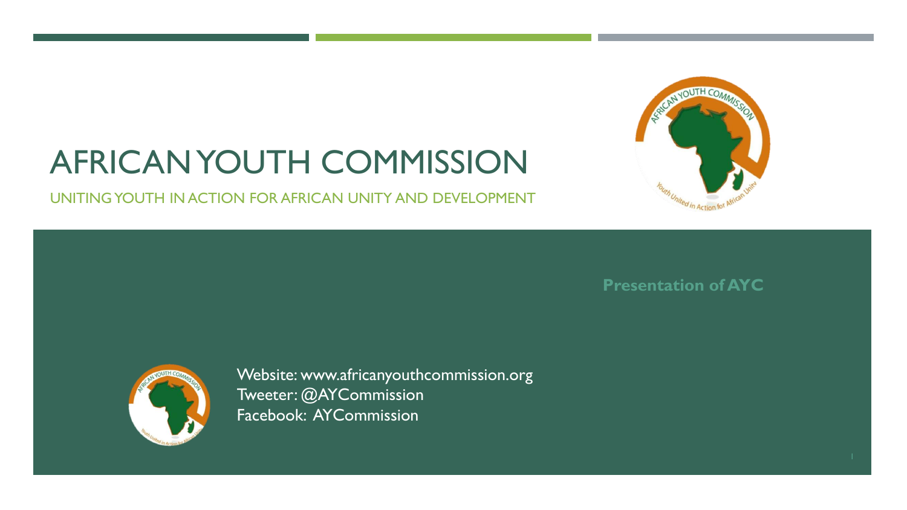# AFRICAN YOUTH COMMISSION

UNITING YOUTH IN ACTION FOR AFRICAN UNITY AND DEVELOPMENT

**Presentation of AYC**

Website: www.africanyouthcommission.org
Tweeter: @AYCommission
Facebook: AYCommission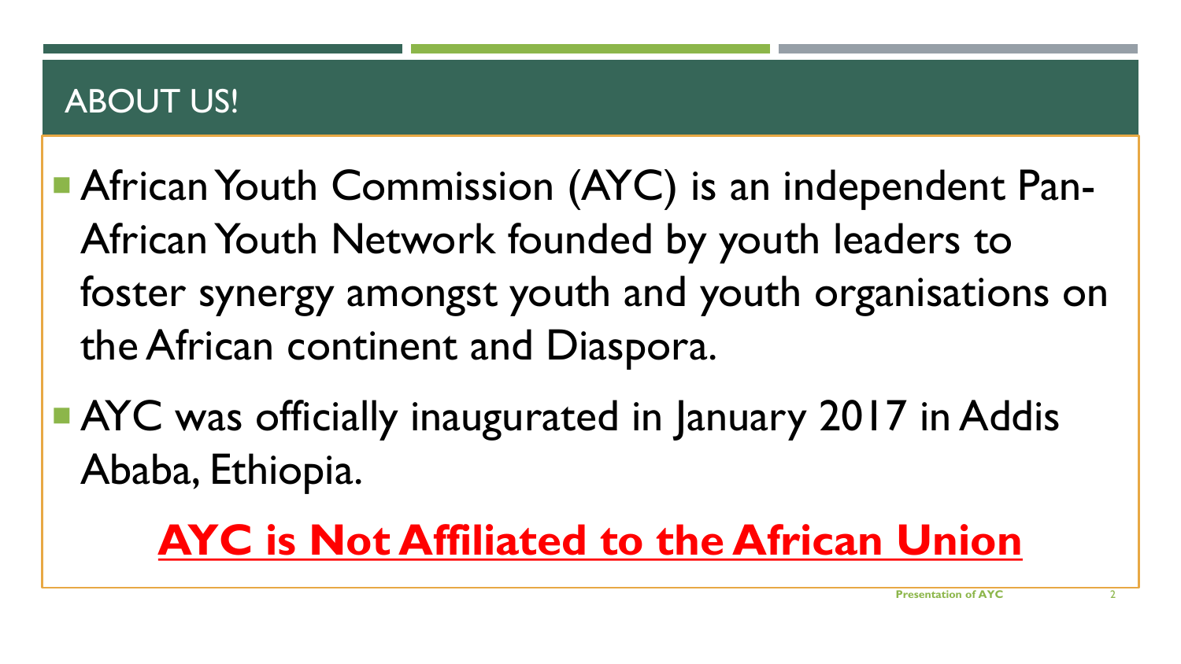## ABOUT US!

- African Youth Commission (AYC) is an independent Pan-African Youth Network founded by youth leaders to foster synergy amongst youth and youth organisations on the African continent and Diaspora.
- AYC was officially inaugurated in January 2017 in Addis Ababa, Ethiopia.

**AYC is Not Affiliated to the African Union**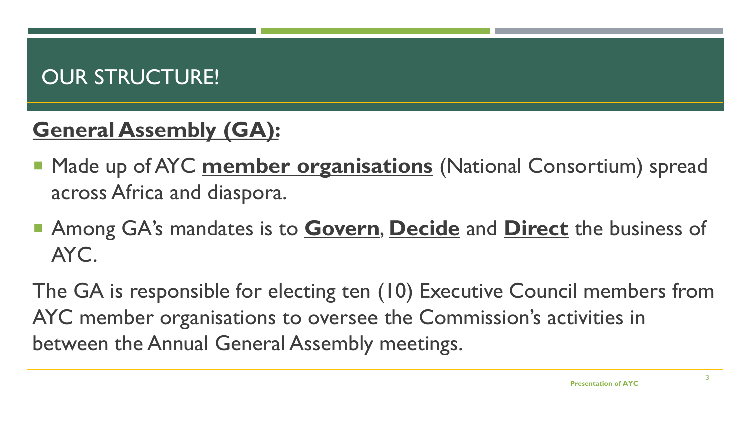# OUR STRUCTURE!

## General Assembly (GA):

- Made up of AYC **member organisations** (National Consortium) spread across Africa and diaspora.
- Among GA's mandates is to **Govern**, **Decide** and **Direct** the business of AYC.

The GA is responsible for electing ten (10) Executive Council members from AYC member organisations to oversee the Commission's activities in between the Annual General Assembly meetings.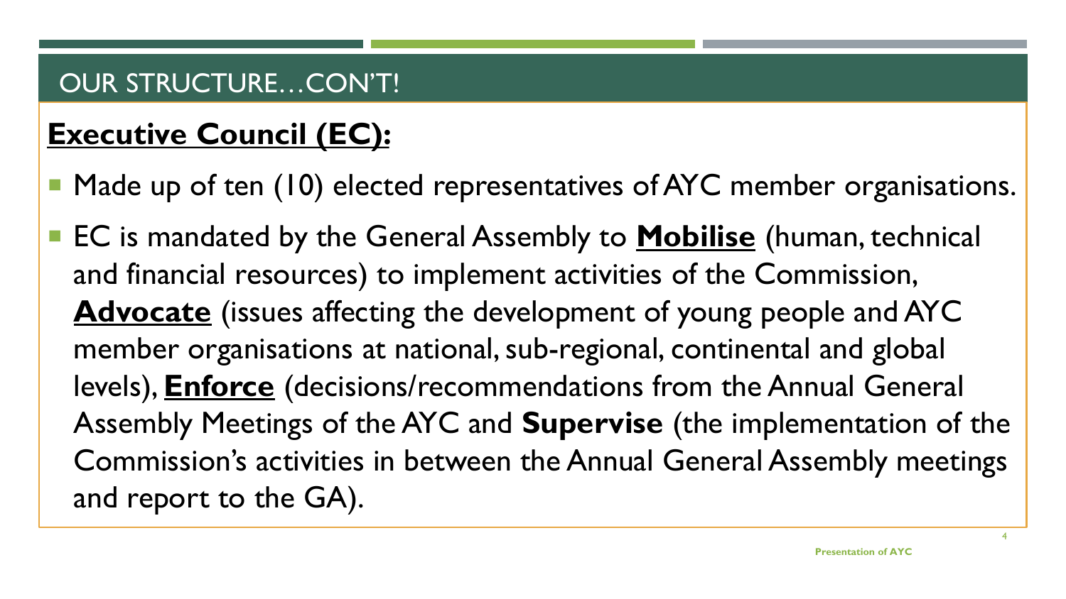## OUR STRUCTURE…CON'T!

### **Executive Council (EC):**

- Made up of ten (10) elected representatives of AYC member organisations.
- EC is mandated by the General Assembly to **Mobilise** (human, technical and financial resources) to implement activities of the Commission, **Advocate** (issues affecting the development of young people and AYC member organisations at national, sub-regional, continental and global levels), **Enforce** (decisions/recommendations from the Annual General Assembly Meetings of the AYC and **Supervise** (the implementation of the Commission's activities in between the Annual General Assembly meetings and report to the GA).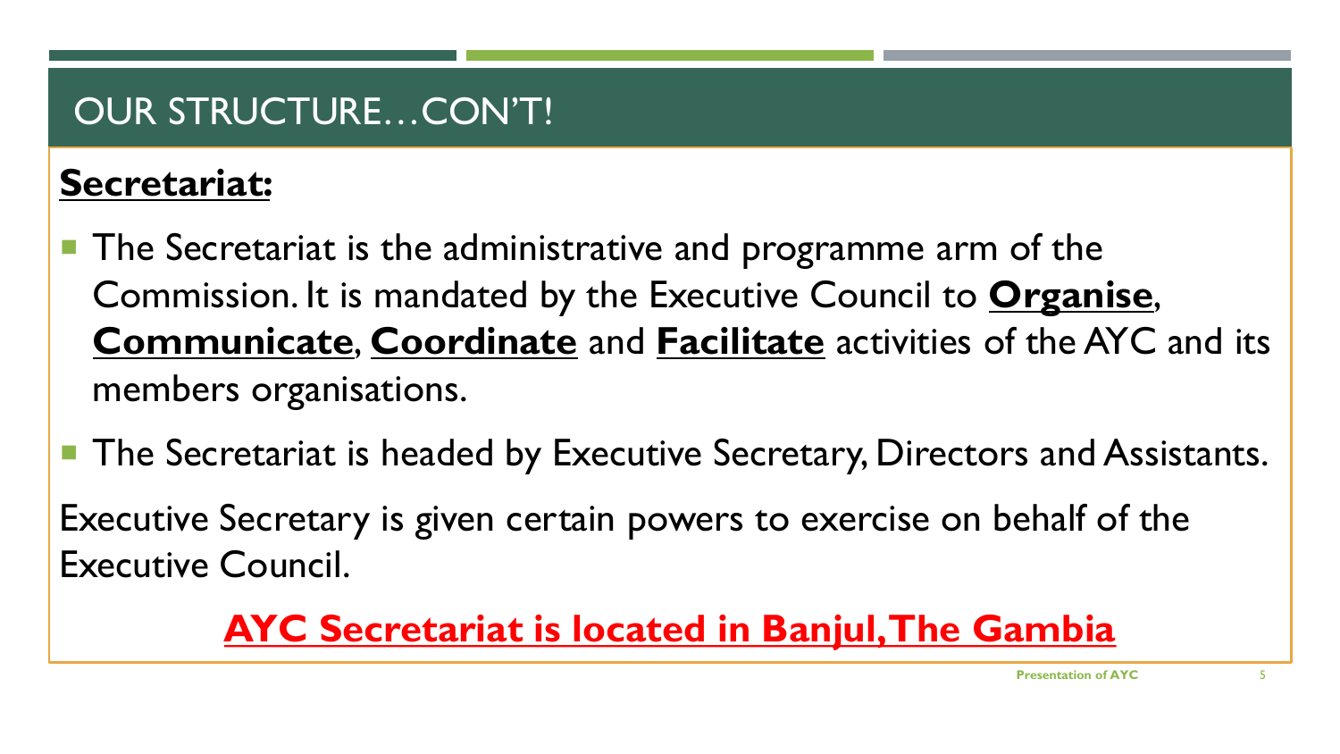# OUR STRUCTURE…CON'T!

**Secretariat:**

- The Secretariat is the administrative and programme arm of the Commission. It is mandated by the Executive Council to **Organise**, **Communicate**, **Coordinate** and **Facilitate** activities of the AYC and its members organisations.
- The Secretariat is headed by Executive Secretary, Directors and Assistants.

Executive Secretary is given certain powers to exercise on behalf of the Executive Council.

**AYC Secretariat is located in Banjul, The Gambia**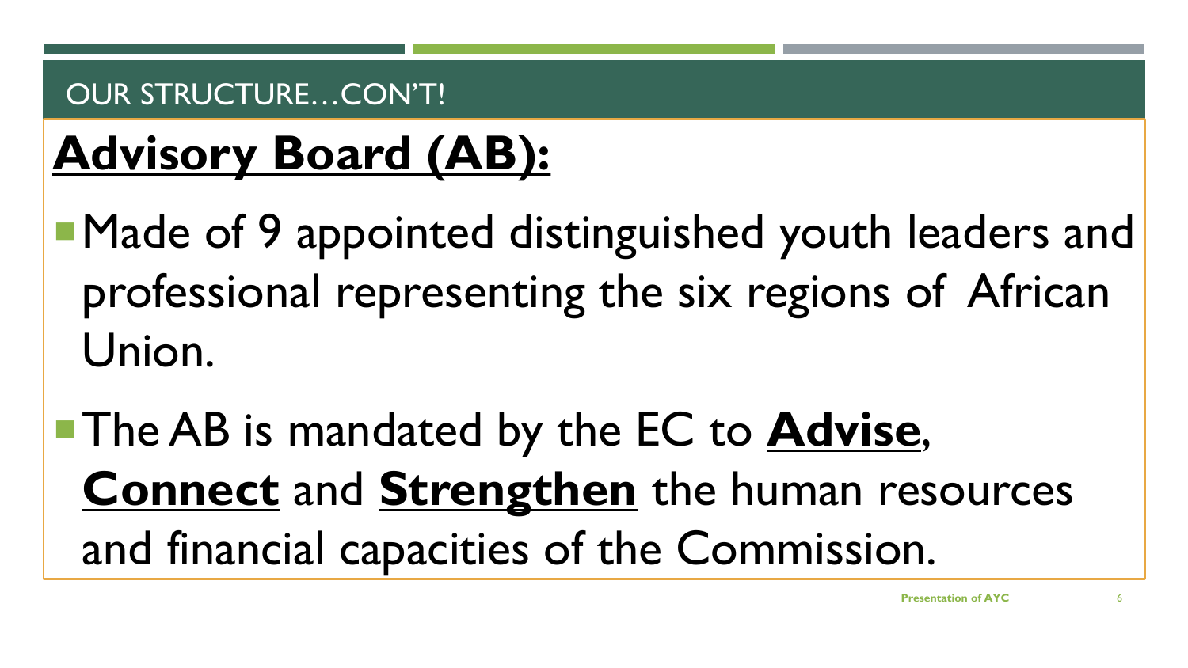OUR STRUCTURE…CON'T!

## **Advisory Board (AB):**

- Made of 9 appointed distinguished youth leaders and professional representing the six regions of African Union.
- The AB is mandated by the EC to **Advise**, **Connect** and **Strengthen** the human resources and financial capacities of the Commission.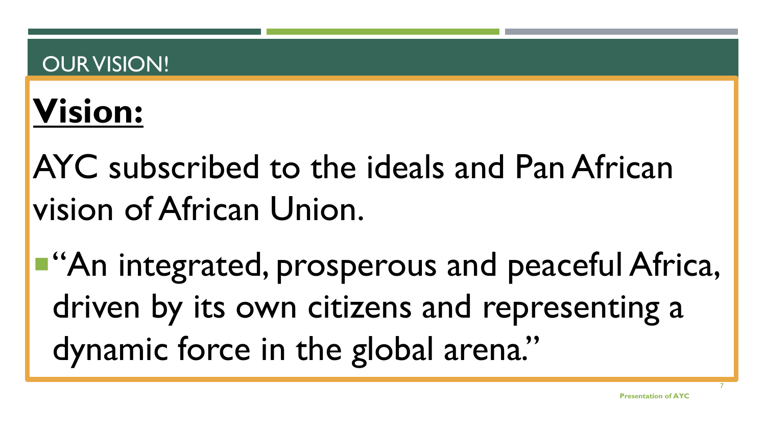## OUR VISION!

**Vision:**

AYC subscribed to the ideals and Pan African vision of African Union.

- "An integrated, prosperous and peaceful Africa, driven by its own citizens and representing a dynamic force in the global arena."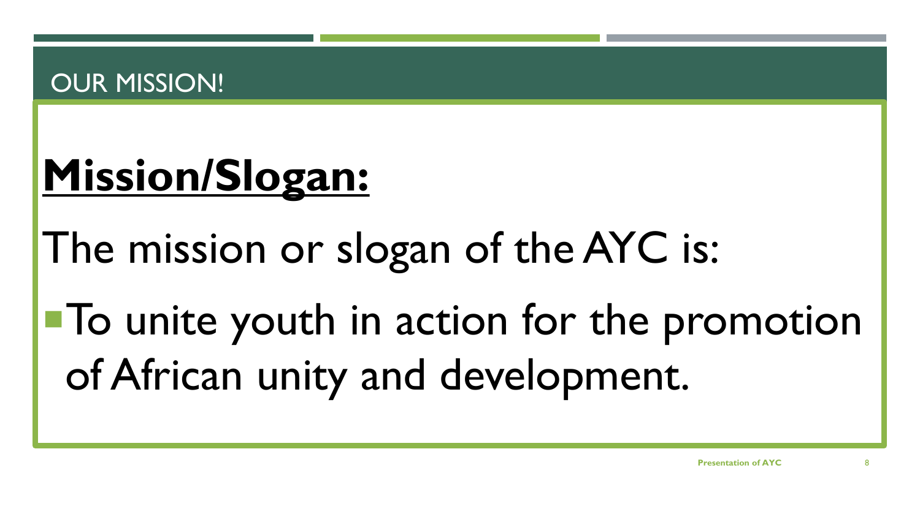## OUR MISSION!

**Mission/Slogan:**

The mission or slogan of the AYC is:

- To unite youth in action for the promotion of African unity and development.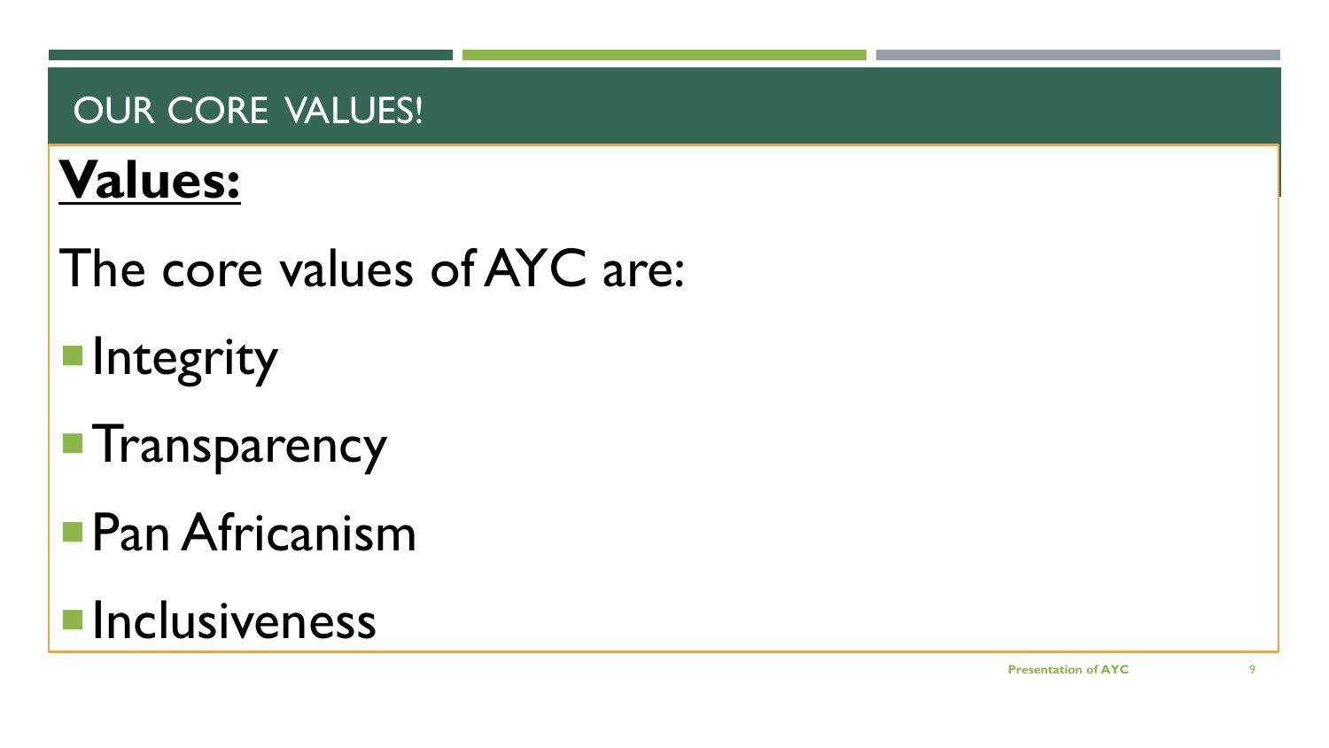# OUR CORE VALUES!

## **Values:**

The core values of AYC are:

- Integrity
- Transparency
- Pan Africanism
- Inclusiveness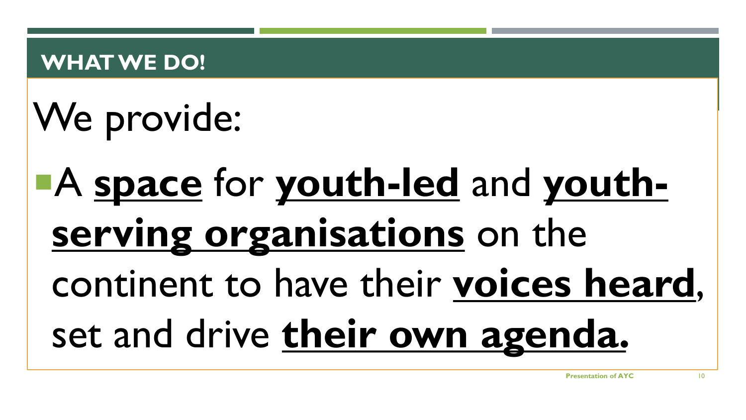## WHAT WE DO!

We provide:

- A **space** for **youth-led** and **youth-serving organisations** on the continent to have their **voices heard**, set and drive **their own agenda.**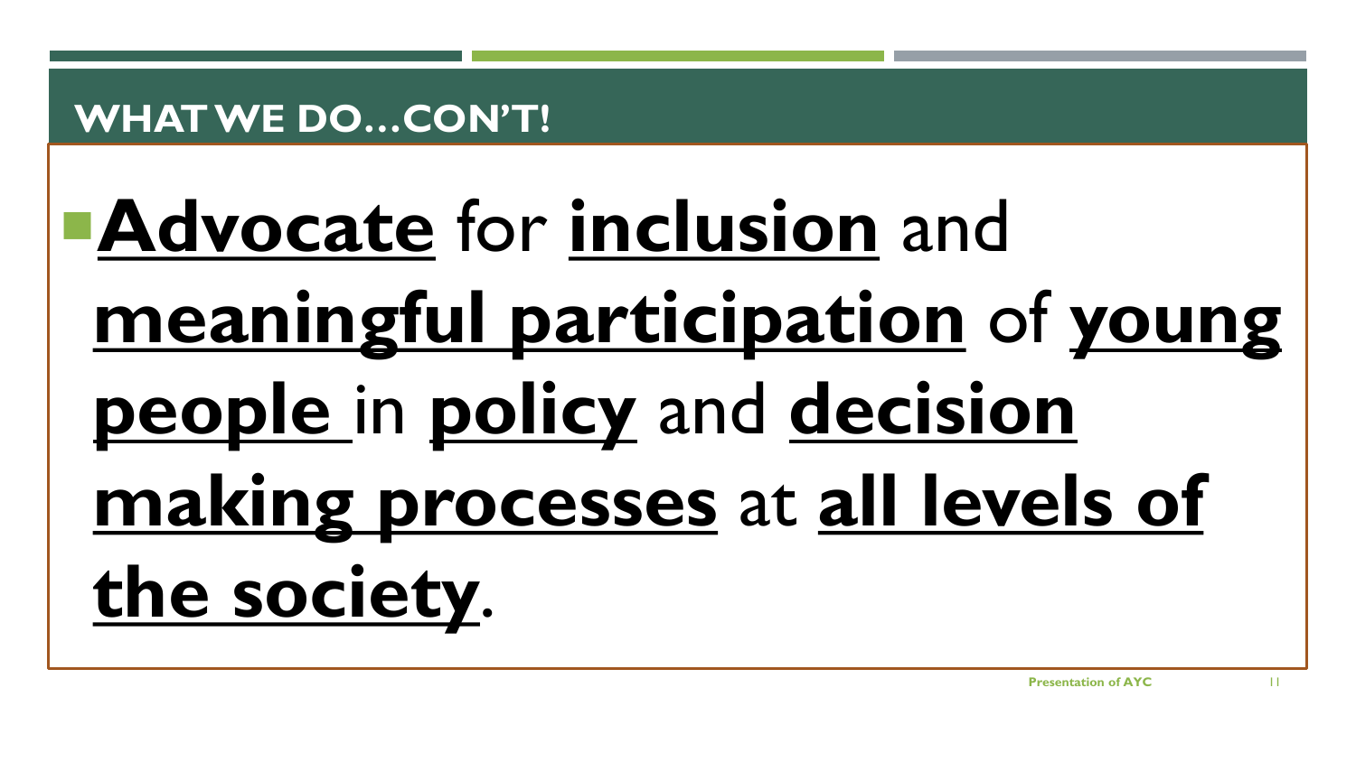## WHAT WE DO…CON'T!

- **Advocate** for **inclusion** and **meaningful participation** of **young people** in **policy** and **decision making processes** at **all levels of the society**.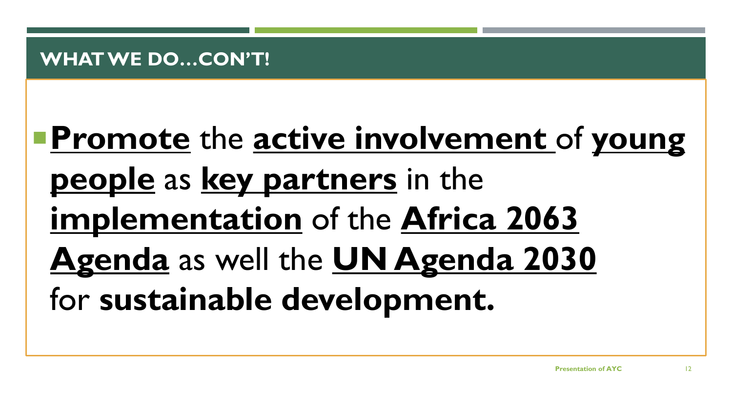## WHAT WE DO…CON'T!

- **Promote** the **active involvement** of **young people** as **key partners** in the **implementation** of the **Africa 2063 Agenda** as well the **UN Agenda 2030** for **sustainable development.**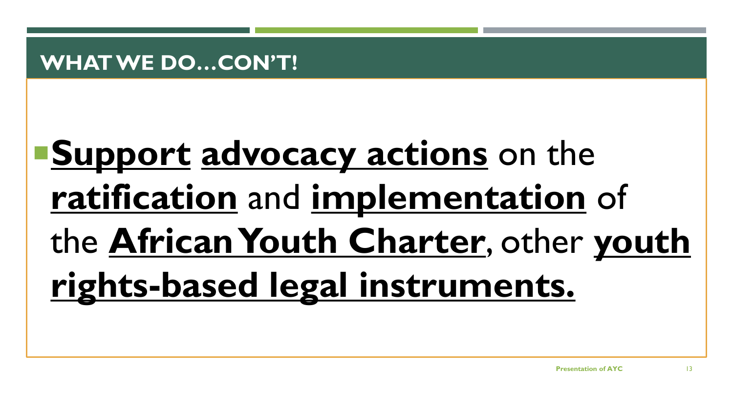## WHAT WE DO…CON'T!

- **Support advocacy actions** on the **ratification** and **implementation** of the **African Youth Charter**, other **youth rights-based legal instruments.**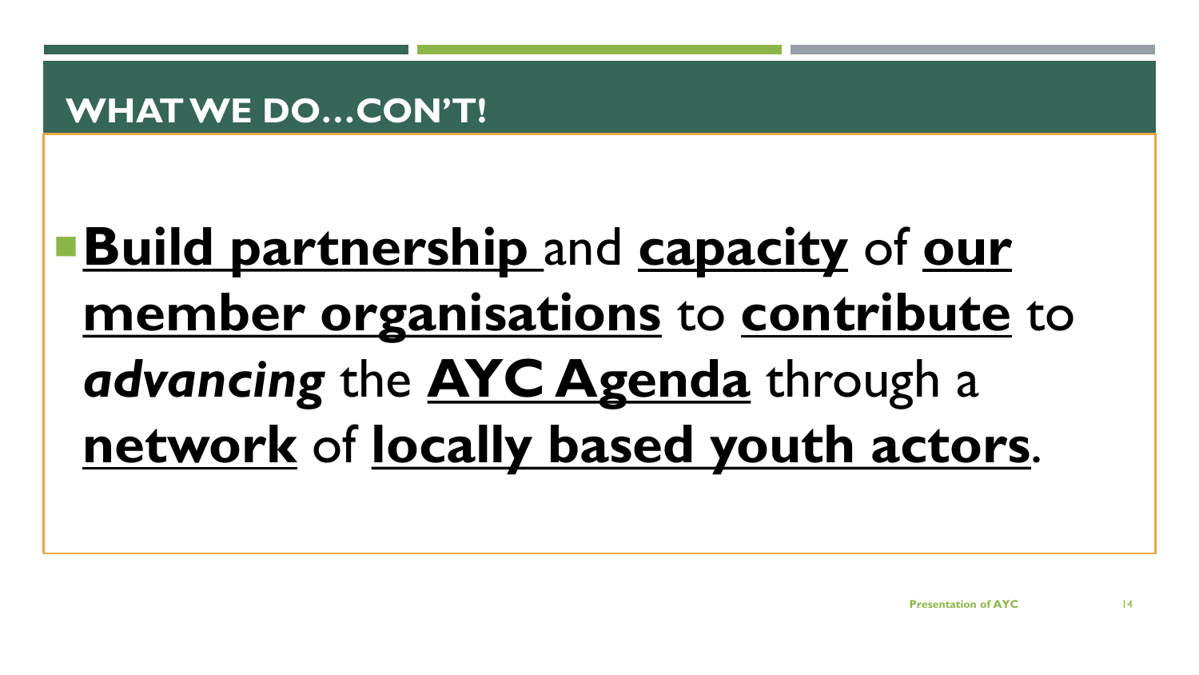## WHAT WE DO…CON'T!

- **Build partnership** and **capacity** of **our member organisations** to **contribute** to ***advancing*** the **AYC Agenda** through a **network** of **locally based youth actors**.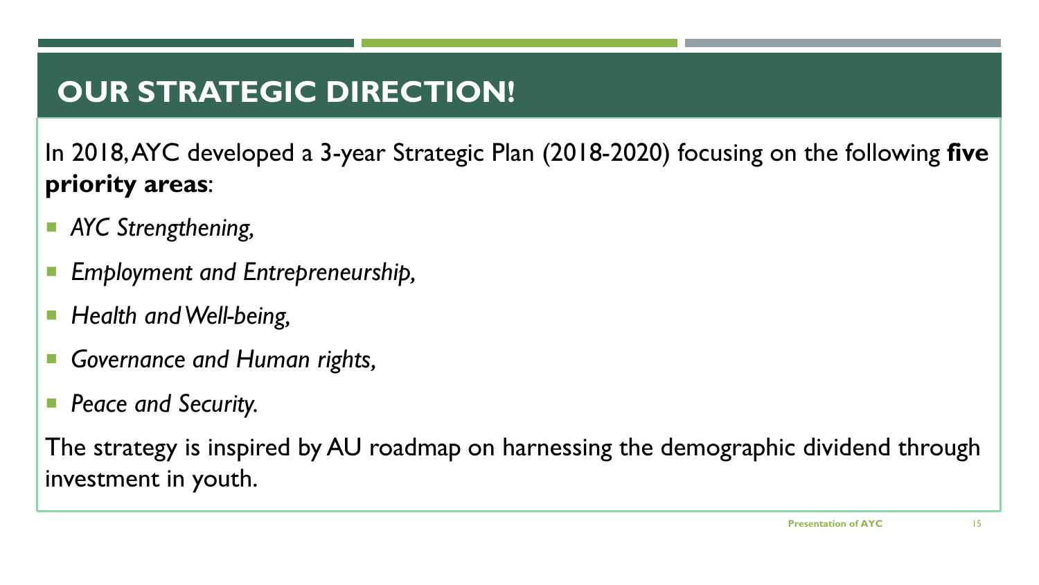# OUR STRATEGIC DIRECTION!

In 2018, AYC developed a 3-year Strategic Plan (2018-2020) focusing on the following **five priority areas**:

- *AYC Strengthening,*
- *Employment and Entrepreneurship,*
- *Health and Well-being,*
- *Governance and Human rights,*
- *Peace and Security.*

The strategy is inspired by AU roadmap on harnessing the demographic dividend through investment in youth.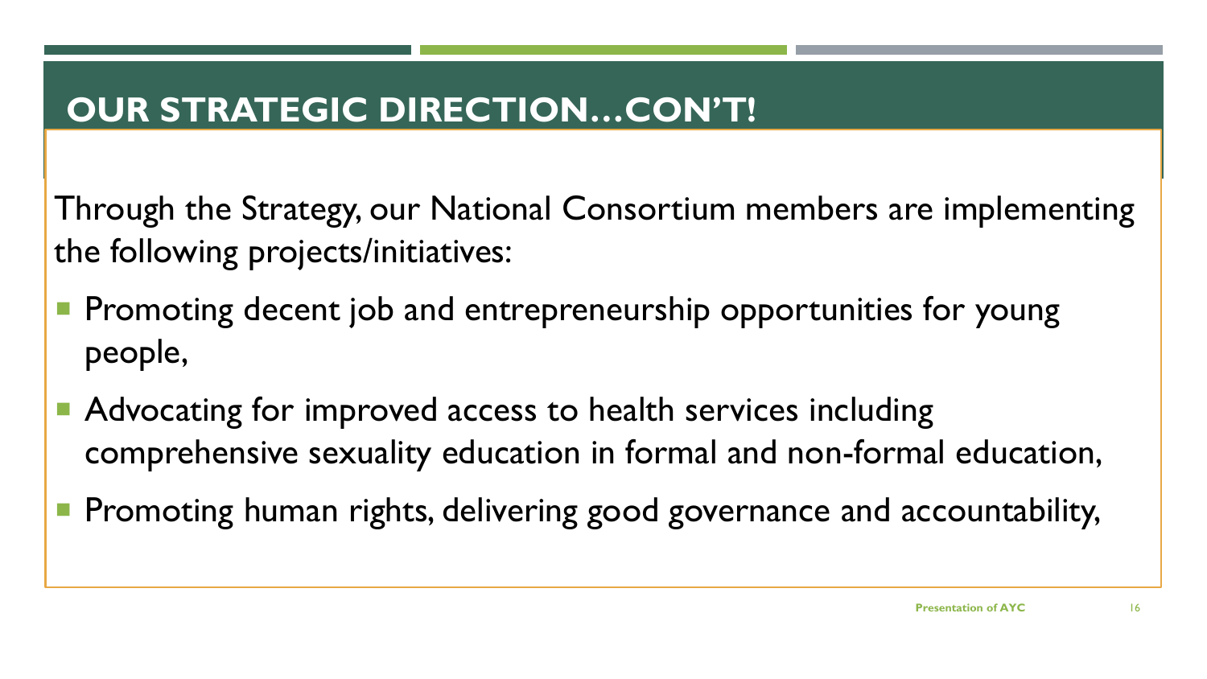# OUR STRATEGIC DIRECTION…CON'T!

Through the Strategy, our National Consortium members are implementing the following projects/initiatives:

- Promoting decent job and entrepreneurship opportunities for young people,
- Advocating for improved access to health services including comprehensive sexuality education in formal and non-formal education,
- Promoting human rights, delivering good governance and accountability,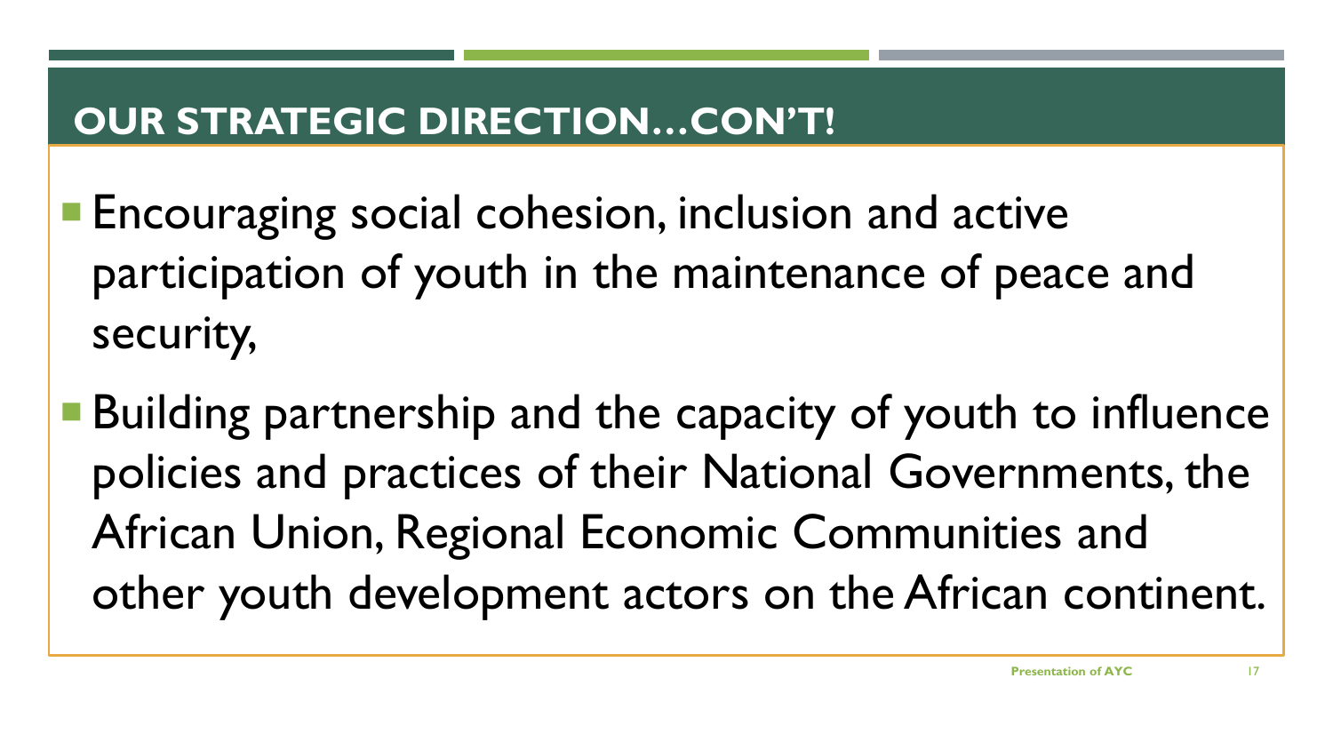## OUR STRATEGIC DIRECTION…CON'T!

- Encouraging social cohesion, inclusion and active participation of youth in the maintenance of peace and security,
- Building partnership and the capacity of youth to influence policies and practices of their National Governments, the African Union, Regional Economic Communities and other youth development actors on the African continent.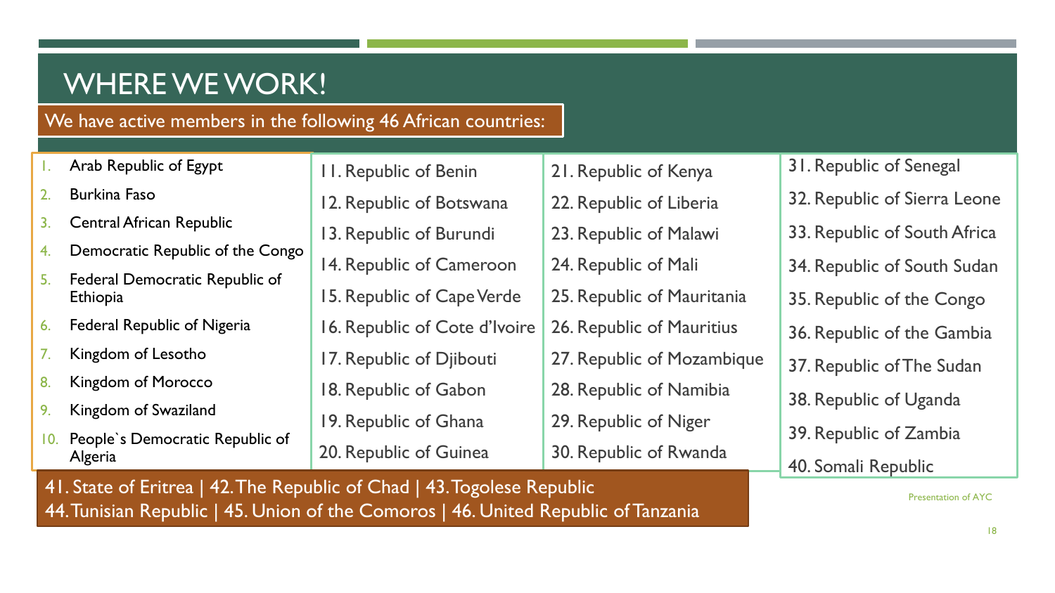# WHERE WE WORK!

We have active members in the following 46 African countries:

1. Arab Republic of Egypt
2. Burkina Faso
3. Central African Republic
4. Democratic Republic of the Congo
5. Federal Democratic Republic of Ethiopia
6. Federal Republic of Nigeria
7. Kingdom of Lesotho
8. Kingdom of Morocco
9. Kingdom of Swaziland
10. People`s Democratic Republic of Algeria
11. Republic of Benin
12. Republic of Botswana
13. Republic of Burundi
14. Republic of Cameroon
15. Republic of Cape Verde
16. Republic of Cote d'Ivoire
17. Republic of Djibouti
18. Republic of Gabon
19. Republic of Ghana
20. Republic of Guinea
21. Republic of Kenya
22. Republic of Liberia
23. Republic of Malawi
24. Republic of Mali
25. Republic of Mauritania
26. Republic of Mauritius
27. Republic of Mozambique
28. Republic of Namibia
29. Republic of Niger
30. Republic of Rwanda
31. Republic of Senegal
32. Republic of Sierra Leone
33. Republic of South Africa
34. Republic of South Sudan
35. Republic of the Congo
36. Republic of the Gambia
37. Republic of The Sudan
38. Republic of Uganda
39. Republic of Zambia
40. Somali Republic

41. State of Eritrea | 42. The Republic of Chad | 43. Togolese Republic
44. Tunisian Republic | 45. Union of the Comoros | 46. United Republic of Tanzania

Presentation of AYC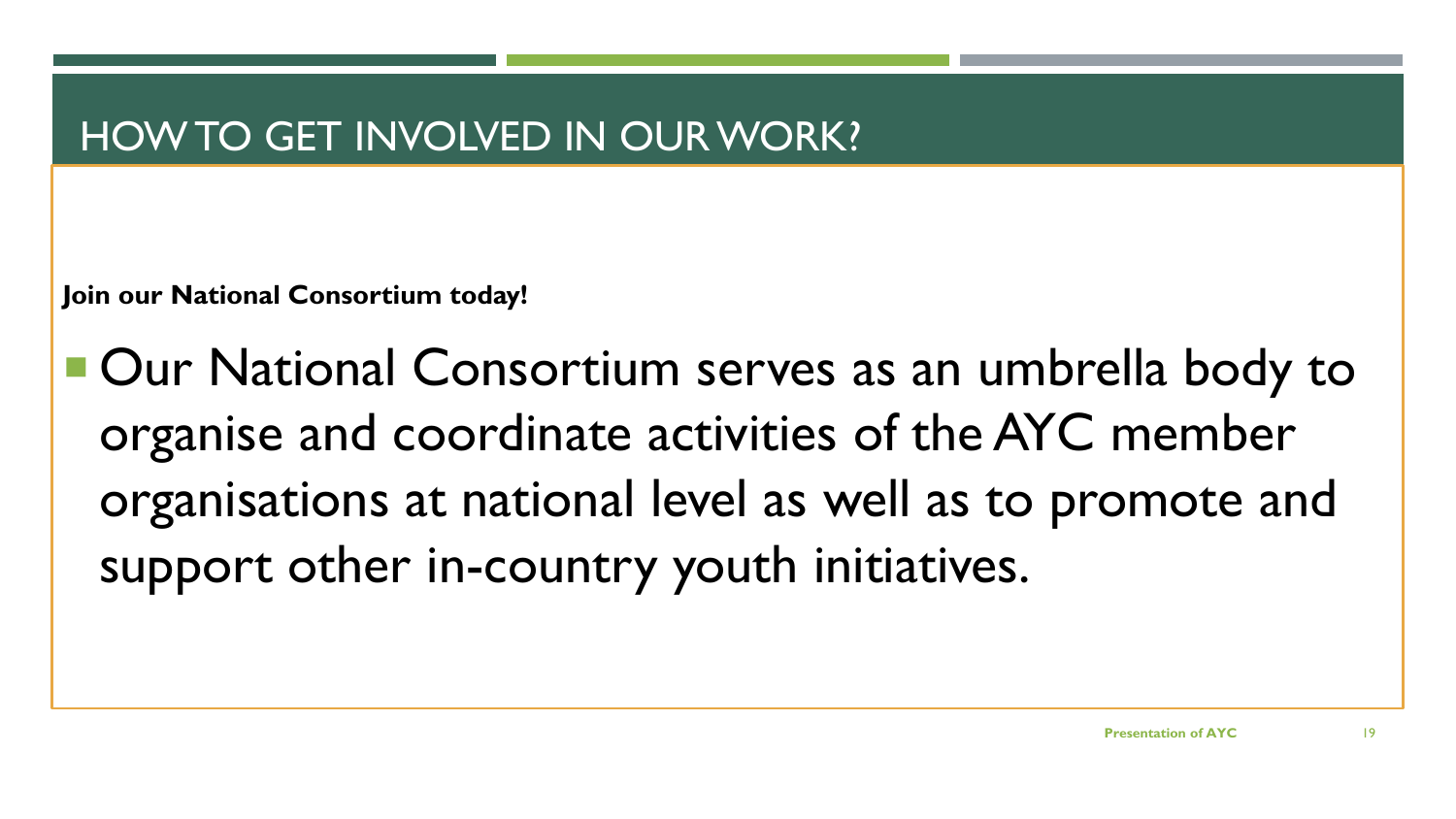# HOW TO GET INVOLVED IN OUR WORK?

**Join our National Consortium today!**

- Our National Consortium serves as an umbrella body to organise and coordinate activities of the AYC member organisations at national level as well as to promote and support other in-country youth initiatives.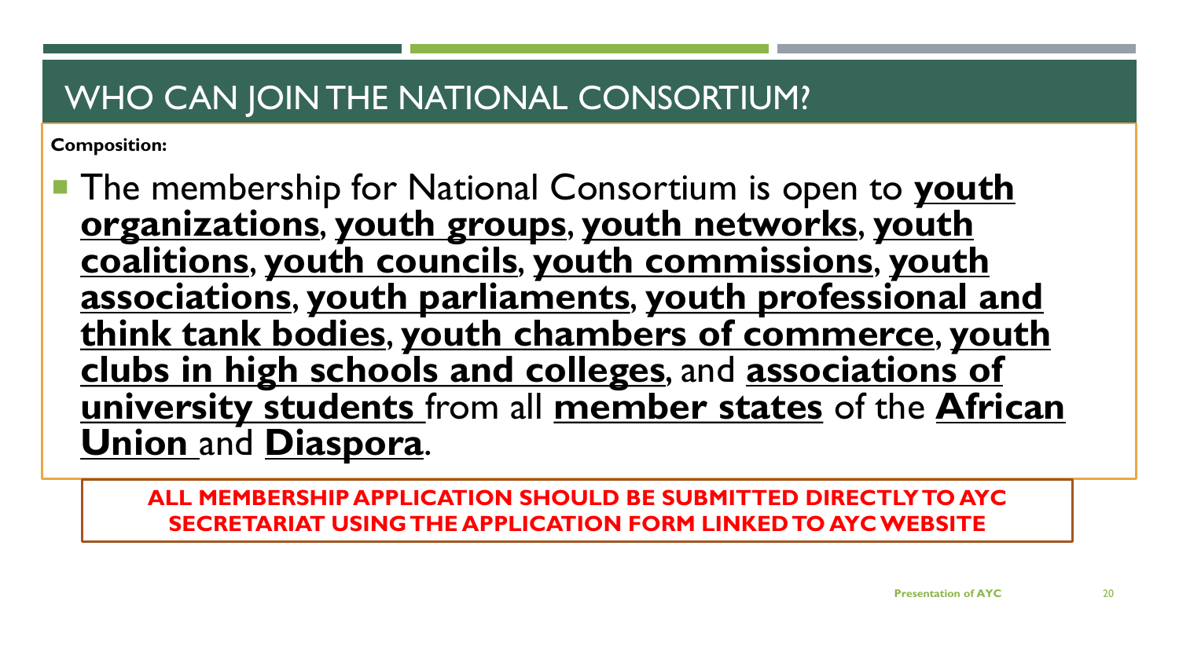# WHO CAN JOIN THE NATIONAL CONSORTIUM?

**Composition:**

- The membership for National Consortium is open to **youth organizations**, **youth groups**, **youth networks**, **youth coalitions**, **youth councils**, **youth commissions**, **youth associations**, **youth parliaments**, **youth professional and think tank bodies**, **youth chambers of commerce**, **youth clubs in high schools and colleges**, and **associations of university students** from all **member states** of the **African Union** and **Diaspora**.

**ALL MEMBERSHIP APPLICATION SHOULD BE SUBMITTED DIRECTLY TO AYC SECRETARIAT USING THE APPLICATION FORM LINKED TO AYC WEBSITE**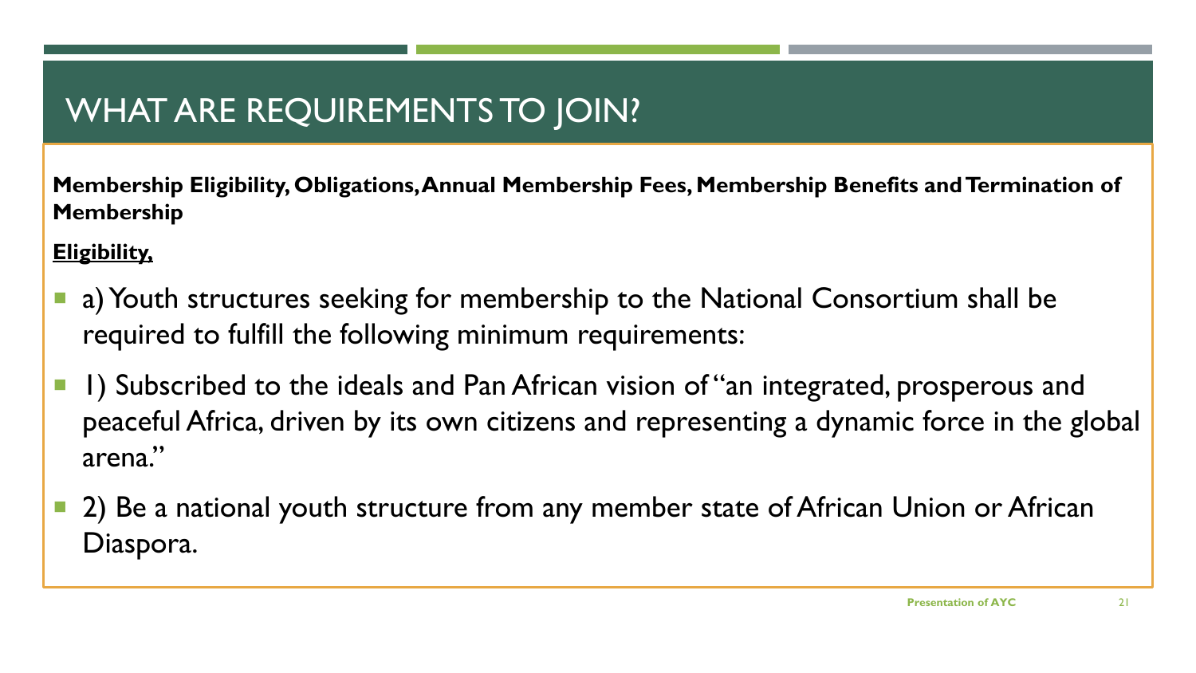# WHAT ARE REQUIREMENTS TO JOIN?

**Membership Eligibility, Obligations, Annual Membership Fees, Membership Benefits and Termination of Membership**

**<u>Eligibility,</u>**

- a) Youth structures seeking for membership to the National Consortium shall be required to fulfill the following minimum requirements:
- 1) Subscribed to the ideals and Pan African vision of "an integrated, prosperous and peaceful Africa, driven by its own citizens and representing a dynamic force in the global arena."
- 2) Be a national youth structure from any member state of African Union or African Diaspora.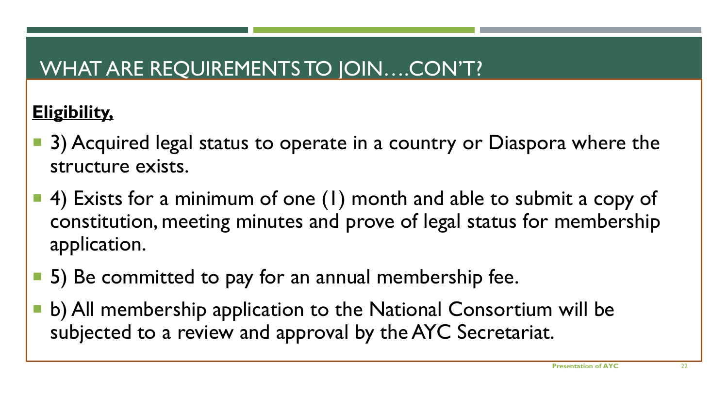# WHAT ARE REQUIREMENTS TO JOIN….CON'T?

**Eligibility,**

- 3) Acquired legal status to operate in a country or Diaspora where the structure exists.
- 4) Exists for a minimum of one (1) month and able to submit a copy of constitution, meeting minutes and prove of legal status for membership application.
- 5) Be committed to pay for an annual membership fee.
- b) All membership application to the National Consortium will be subjected to a review and approval by the AYC Secretariat.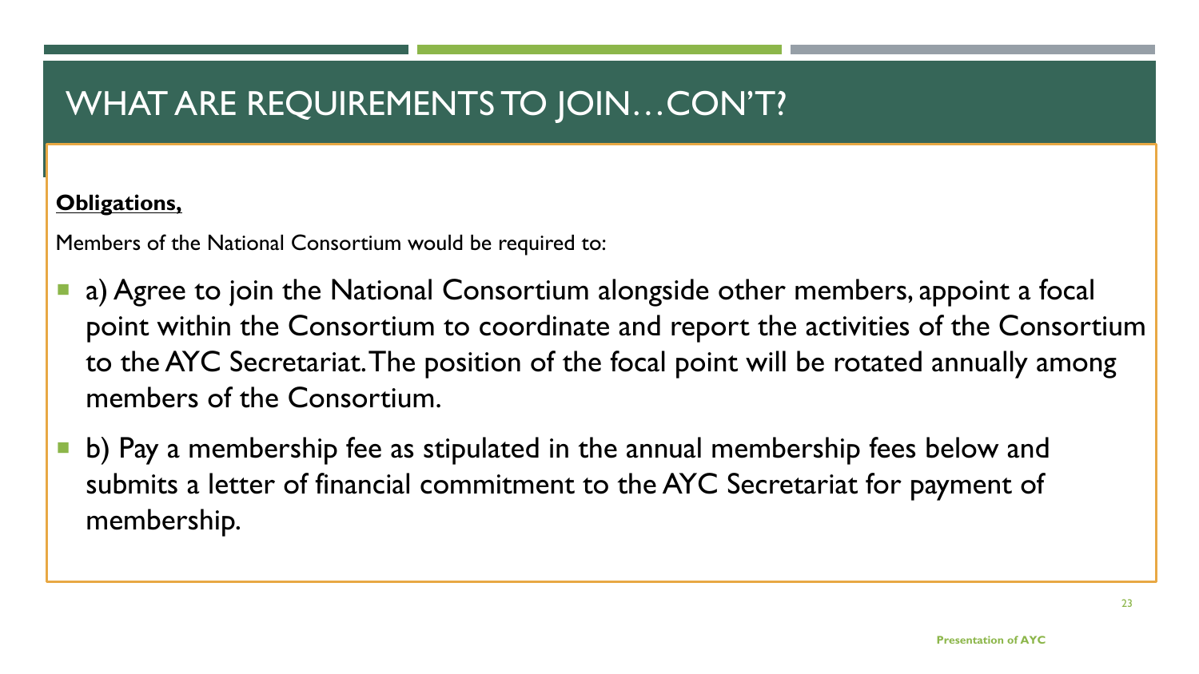# WHAT ARE REQUIREMENTS TO JOIN…CON'T?

**Obligations,**

Members of the National Consortium would be required to:

- a) Agree to join the National Consortium alongside other members, appoint a focal point within the Consortium to coordinate and report the activities of the Consortium to the AYC Secretariat. The position of the focal point will be rotated annually among members of the Consortium.
- b) Pay a membership fee as stipulated in the annual membership fees below and submits a letter of financial commitment to the AYC Secretariat for payment of membership.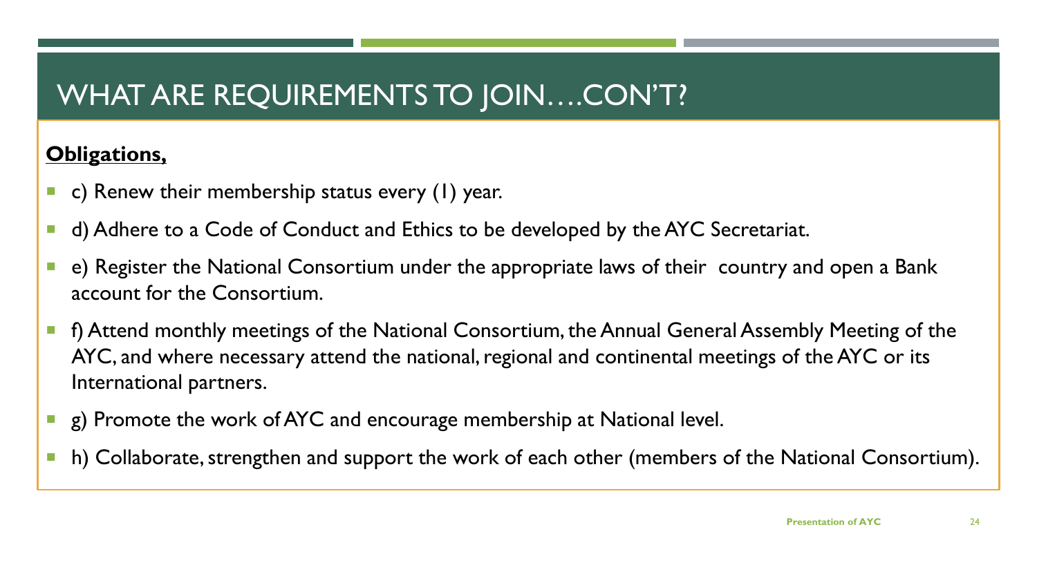# WHAT ARE REQUIREMENTS TO JOIN….CON'T?

**Obligations,**

- c) Renew their membership status every (1) year.
- d) Adhere to a Code of Conduct and Ethics to be developed by the AYC Secretariat.
- e) Register the National Consortium under the appropriate laws of their country and open a Bank account for the Consortium.
- f) Attend monthly meetings of the National Consortium, the Annual General Assembly Meeting of the AYC, and where necessary attend the national, regional and continental meetings of the AYC or its International partners.
- g) Promote the work of AYC and encourage membership at National level.
- h) Collaborate, strengthen and support the work of each other (members of the National Consortium).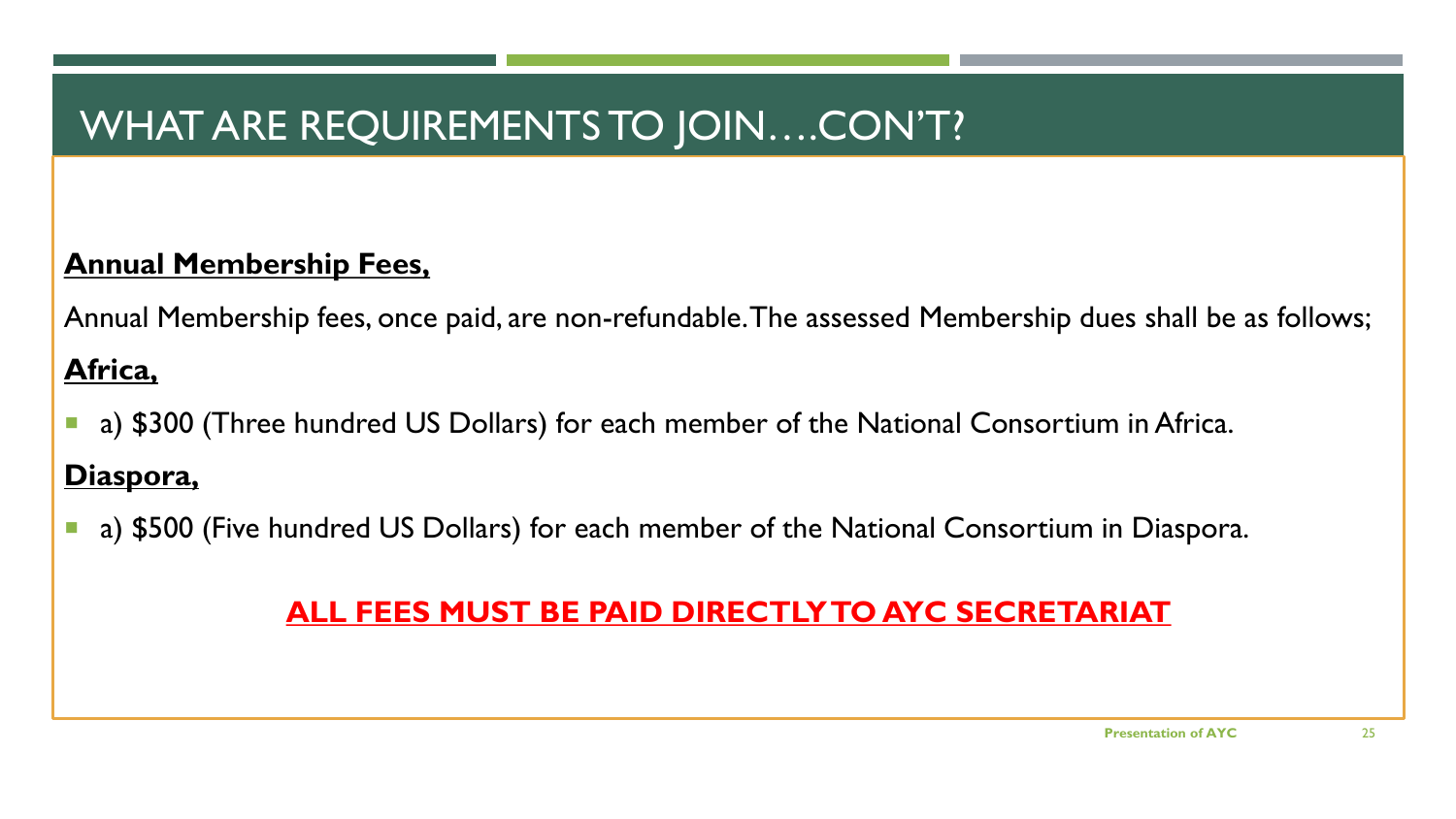# WHAT ARE REQUIREMENTS TO JOIN….CON'T?

**Annual Membership Fees,**

Annual Membership fees, once paid, are non-refundable. The assessed Membership dues shall be as follows;

**Africa,**

- a) $300 (Three hundred US Dollars) for each member of the National Consortium in Africa.

**Diaspora,**

- a) $500 (Five hundred US Dollars) for each member of the National Consortium in Diaspora.

**ALL FEES MUST BE PAID DIRECTLY TO AYC SECRETARIAT**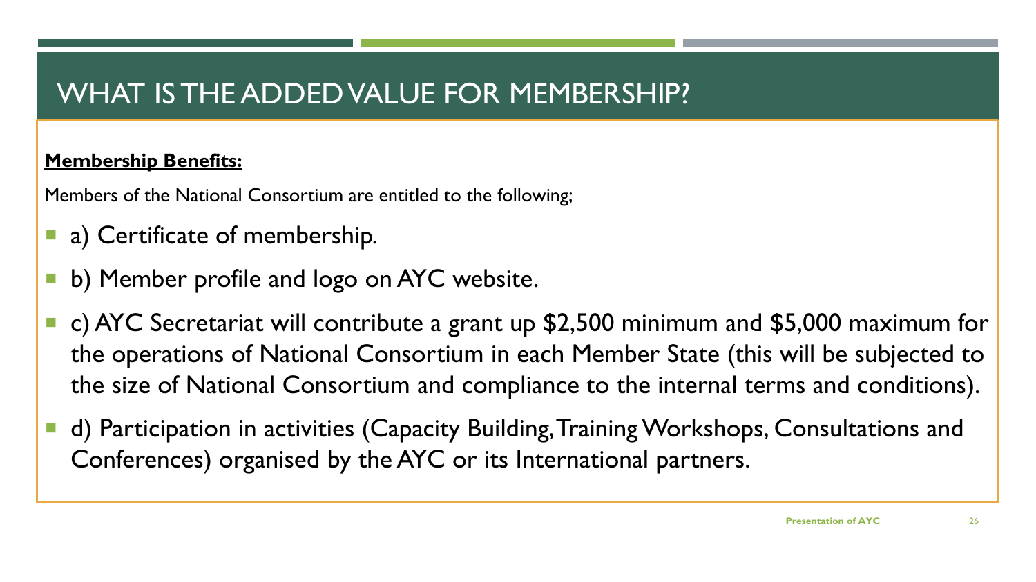# WHAT IS THE ADDED VALUE FOR MEMBERSHIP?

**Membership Benefits:**

Members of the National Consortium are entitled to the following;

- a) Certificate of membership.
- b) Member profile and logo on AYC website.
- c) AYC Secretariat will contribute a grant up $2,500 minimum and $5,000 maximum for the operations of National Consortium in each Member State (this will be subjected to the size of National Consortium and compliance to the internal terms and conditions).
- d) Participation in activities (Capacity Building, Training Workshops, Consultations and Conferences) organised by the AYC or its International partners.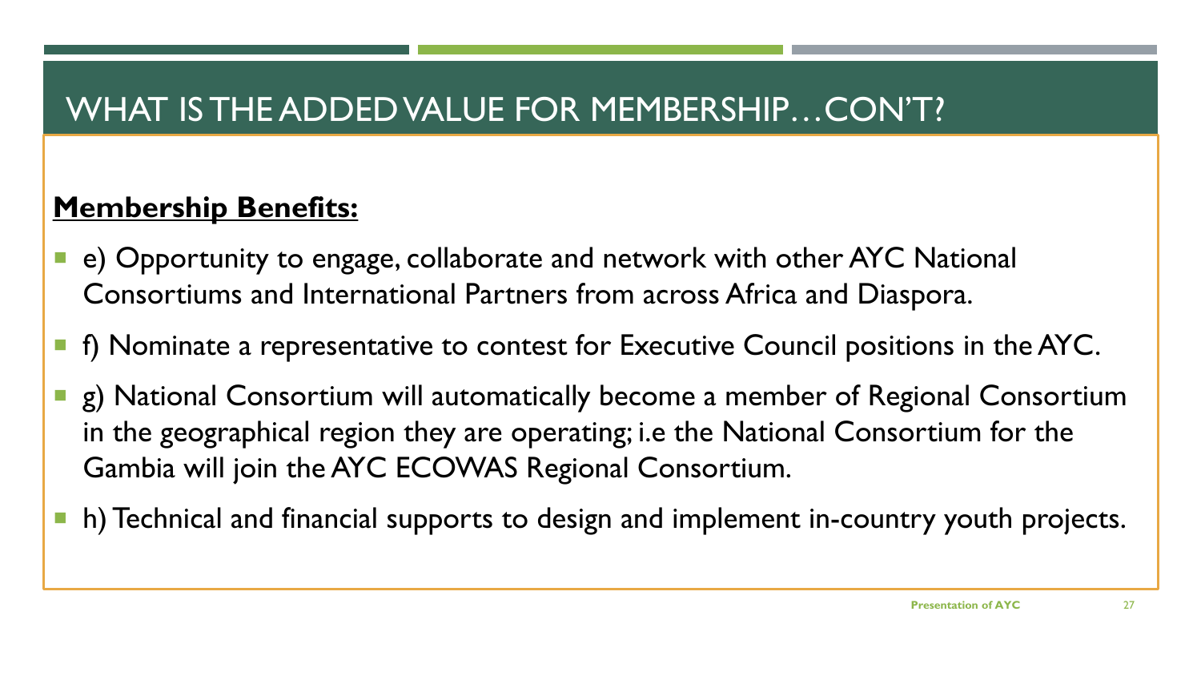# WHAT IS THE ADDED VALUE FOR MEMBERSHIP…CON'T?

**Membership Benefits:**

- e) Opportunity to engage, collaborate and network with other AYC National Consortiums and International Partners from across Africa and Diaspora.
- f) Nominate a representative to contest for Executive Council positions in the AYC.
- g) National Consortium will automatically become a member of Regional Consortium in the geographical region they are operating; i.e the National Consortium for the Gambia will join the AYC ECOWAS Regional Consortium.
- h) Technical and financial supports to design and implement in-country youth projects.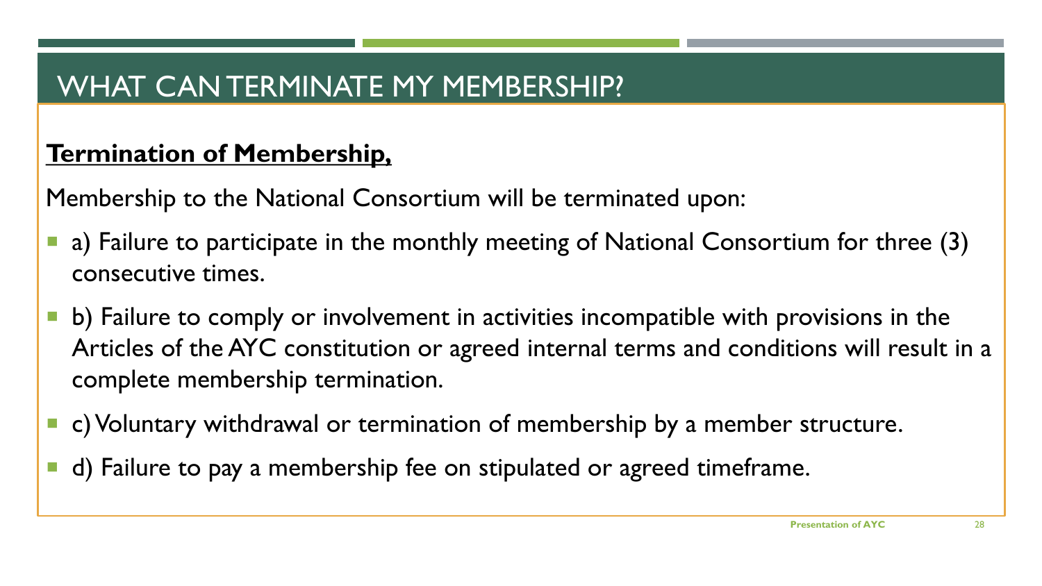# WHAT CAN TERMINATE MY MEMBERSHIP?

**Termination of Membership,**

Membership to the National Consortium will be terminated upon:

- a) Failure to participate in the monthly meeting of National Consortium for three (3) consecutive times.
- b) Failure to comply or involvement in activities incompatible with provisions in the Articles of the AYC constitution or agreed internal terms and conditions will result in a complete membership termination.
- c) Voluntary withdrawal or termination of membership by a member structure.
- d) Failure to pay a membership fee on stipulated or agreed timeframe.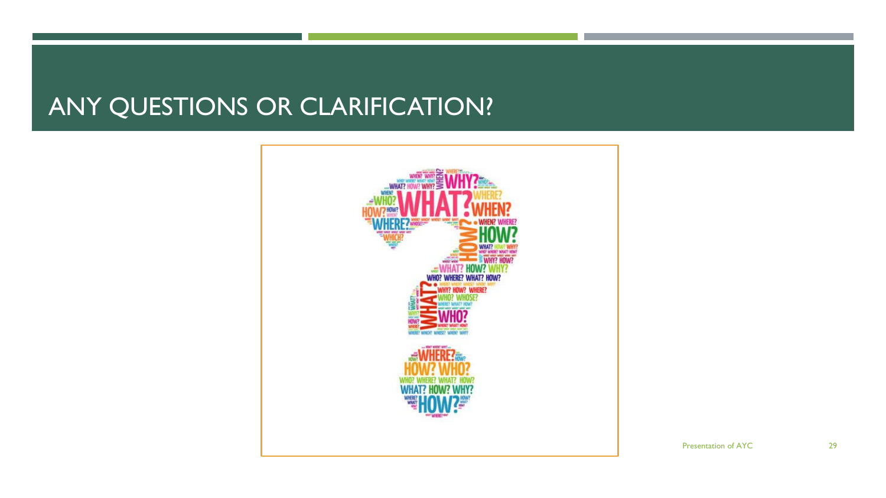# ANY QUESTIONS OR CLARIFICATION?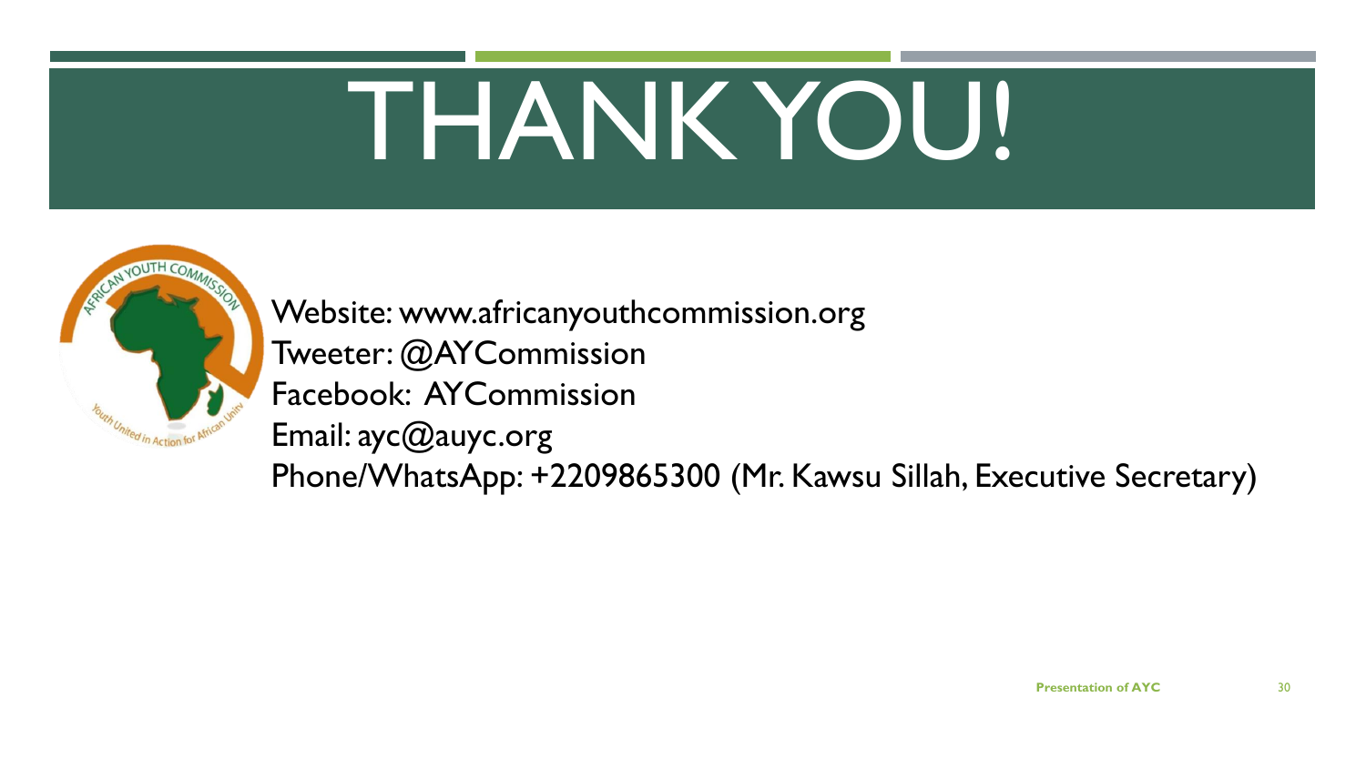# THANK YOU!

Website: www.africanyouthcommission.org
Tweeter: @AYCommission
Facebook: AYCommission
Email: ayc@auyc.org
Phone/WhatsApp: +2209865300 (Mr. Kawsu Sillah, Executive Secretary)